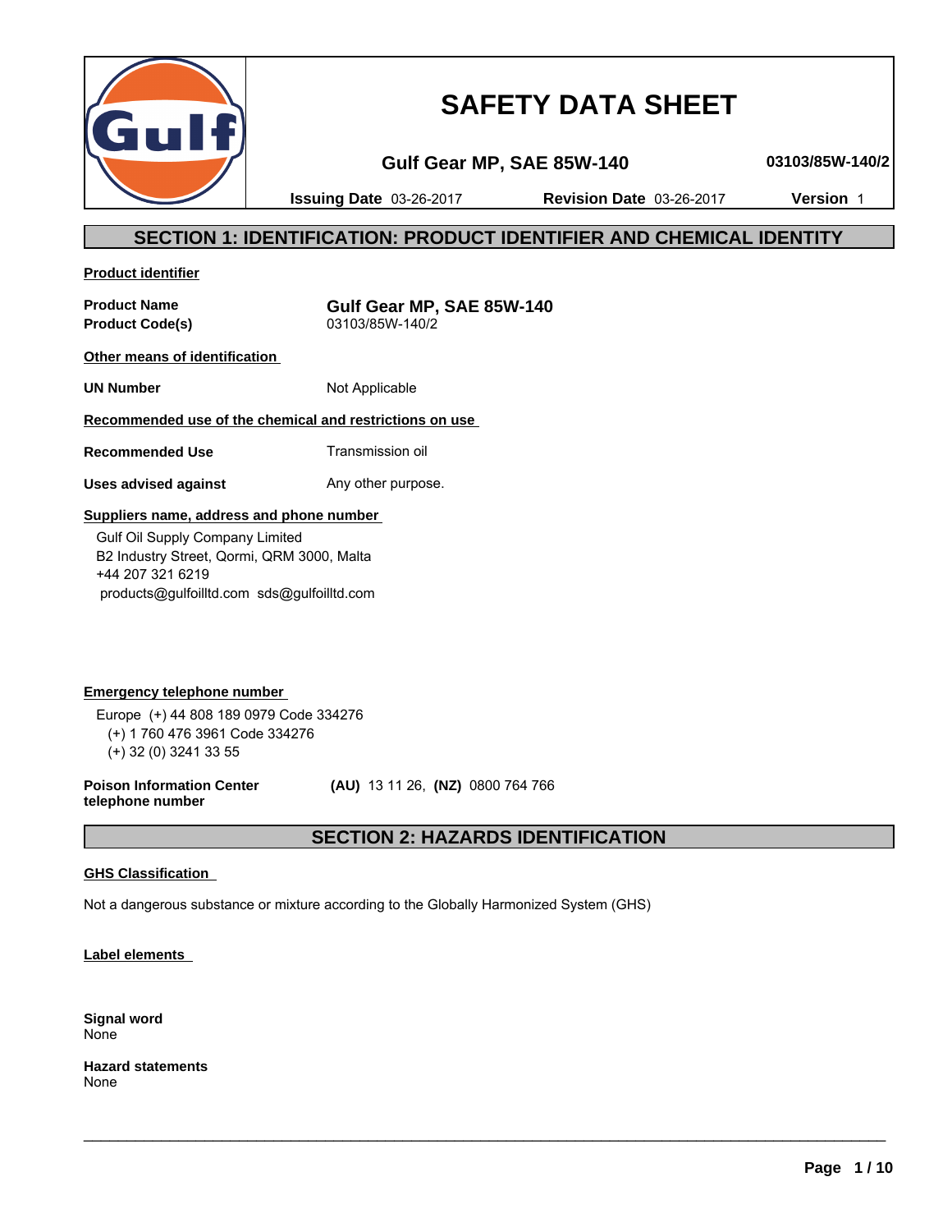# SAFETY DATA SHEET

**Gulf Gear MP, SAE 85W-140** | **03103/85W-140/2**

**Issuing Date** 03-26-2017 | **Revision Date** 03-26-2017 | **Version** 1

## SECTION 1: IDENTIFICATION: PRODUCT IDENTIFIER AND CHEMICAL IDENTITY

**Product identifier**

| | |
|---|---|
| **Product Name** | **Gulf Gear MP, SAE 85W-140** |
| **Product Code(s)** | 03103/85W-140/2 |

**Other means of identification**

| | |
|---|---|
| **UN Number** | Not Applicable |

**Recommended use of the chemical and restrictions on use**

| | |
|---|---|
| **Recommended Use** | Transmission oil |
| **Uses advised against** | Any other purpose. |

**Suppliers name, address and phone number**

Gulf Oil Supply Company Limited
B2 Industry Street, Qormi, QRM 3000, Malta
+44 207 321 6219
products@gulfoilltd.com sds@gulfoilltd.com

**Emergency telephone number**

Europe (+) 44 808 189 0979 Code 334276
(+) 1 760 476 3961 Code 334276
(+) 32 (0) 3241 33 55

**Poison Information Center telephone number** **(AU)** 13 11 26, **(NZ)** 0800 764 766

## SECTION 2: HAZARDS IDENTIFICATION

**GHS Classification**

Not a dangerous substance or mixture according to the Globally Harmonized System (GHS)

**Label elements**

**Signal word**
None

**Hazard statements**
None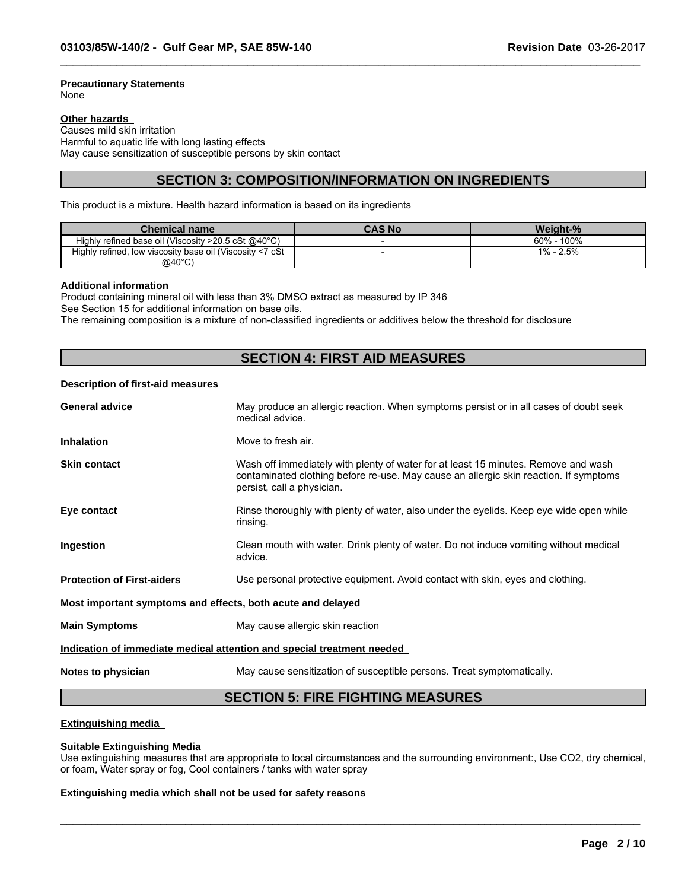**Precautionary Statements**
None

**Other hazards**
Causes mild skin irritation
Harmful to aquatic life with long lasting effects
May cause sensitization of susceptible persons by skin contact

## SECTION 3: COMPOSITION/INFORMATION ON INGREDIENTS

This product is a mixture. Health hazard information is based on its ingredients

| Chemical name | CAS No | Weight-% |
|---|---|---|
| Highly refined base oil (Viscosity >20.5 cSt @40°C) | - | 60% - 100% |
| Highly refined, low viscosity base oil (Viscosity <7 cSt @40°C) | - | 1% - 2.5% |

**Additional information**
Product containing mineral oil with less than 3% DMSO extract as measured by IP 346
See Section 15 for additional information on base oils.
The remaining composition is a mixture of non-classified ingredients or additives below the threshold for disclosure

## SECTION 4: FIRST AID MEASURES

**Description of first-aid measures**

**General advice** May produce an allergic reaction. When symptoms persist or in all cases of doubt seek medical advice.

**Inhalation** Move to fresh air.

**Skin contact** Wash off immediately with plenty of water for at least 15 minutes. Remove and wash contaminated clothing before re-use. May cause an allergic skin reaction. If symptoms persist, call a physician.

**Eye contact** Rinse thoroughly with plenty of water, also under the eyelids. Keep eye wide open while rinsing.

**Ingestion** Clean mouth with water. Drink plenty of water. Do not induce vomiting without medical advice.

**Protection of First-aiders** Use personal protective equipment. Avoid contact with skin, eyes and clothing.

**Most important symptoms and effects, both acute and delayed**

**Main Symptoms** May cause allergic skin reaction

**Indication of immediate medical attention and special treatment needed**

**Notes to physician** May cause sensitization of susceptible persons. Treat symptomatically.

## SECTION 5: FIRE FIGHTING MEASURES

**Extinguishing media**

**Suitable Extinguishing Media**
Use extinguishing measures that are appropriate to local circumstances and the surrounding environment:, Use $CO_2$, dry chemical, or foam, Water spray or fog, Cool containers / tanks with water spray

**Extinguishing media which shall not be used for safety reasons**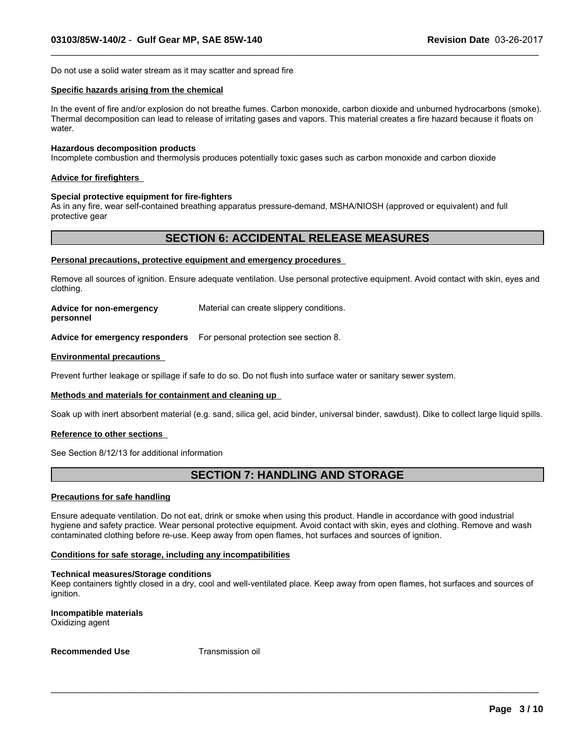Do not use a solid water stream as it may scatter and spread fire

**Specific hazards arising from the chemical**

In the event of fire and/or explosion do not breathe fumes. Carbon monoxide, carbon dioxide and unburned hydrocarbons (smoke). Thermal decomposition can lead to release of irritating gases and vapors. This material creates a fire hazard because it floats on water.

**Hazardous decomposition products**
Incomplete combustion and thermolysis produces potentially toxic gases such as carbon monoxide and carbon dioxide

**Advice for firefighters**

**Special protective equipment for fire-fighters**
As in any fire, wear self-contained breathing apparatus pressure-demand, MSHA/NIOSH (approved or equivalent) and full protective gear

## SECTION 6: ACCIDENTAL RELEASE MEASURES

**Personal precautions, protective equipment and emergency procedures**

Remove all sources of ignition. Ensure adequate ventilation. Use personal protective equipment. Avoid contact with skin, eyes and clothing.

**Advice for non-emergency personnel** Material can create slippery conditions.

**Advice for emergency responders** For personal protection see section 8.

**Environmental precautions**

Prevent further leakage or spillage if safe to do so. Do not flush into surface water or sanitary sewer system.

**Methods and materials for containment and cleaning up**

Soak up with inert absorbent material (e.g. sand, silica gel, acid binder, universal binder, sawdust). Dike to collect large liquid spills.

**Reference to other sections**

See Section 8/12/13 for additional information

## SECTION 7: HANDLING AND STORAGE

**Precautions for safe handling**

Ensure adequate ventilation. Do not eat, drink or smoke when using this product. Handle in accordance with good industrial hygiene and safety practice. Wear personal protective equipment. Avoid contact with skin, eyes and clothing. Remove and wash contaminated clothing before re-use. Keep away from open flames, hot surfaces and sources of ignition.

**Conditions for safe storage, including any incompatibilities**

**Technical measures/Storage conditions**
Keep containers tightly closed in a dry, cool and well-ventilated place. Keep away from open flames, hot surfaces and sources of ignition.

**Incompatible materials**
Oxidizing agent

**Recommended Use** Transmission oil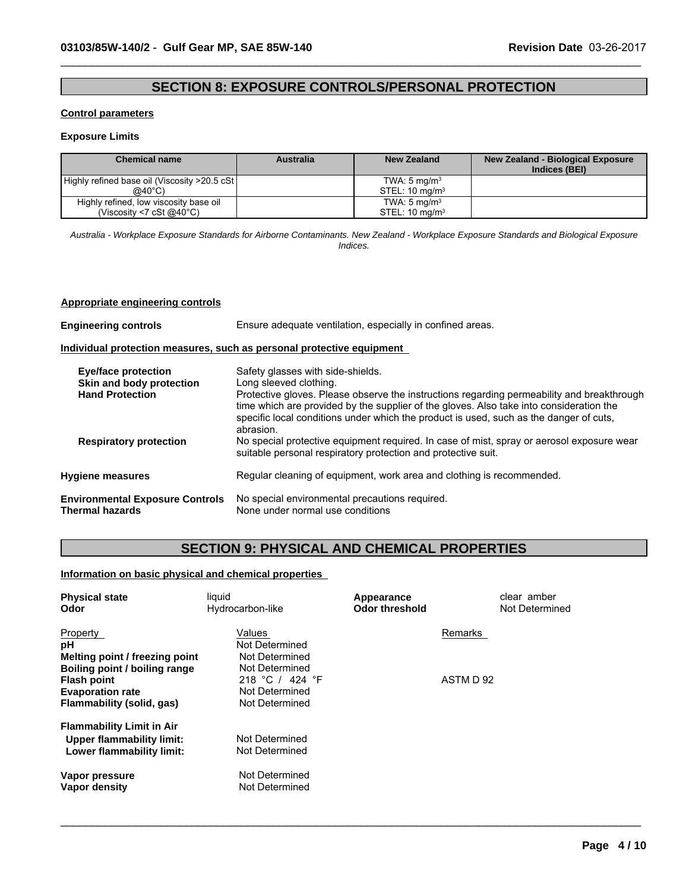## SECTION 8: EXPOSURE CONTROLS/PERSONAL PROTECTION

**Control parameters**

**Exposure Limits**

| Chemical name | Australia | New Zealand | New Zealand - Biological Exposure Indices (BEI) |
|---|---|---|---|
| Highly refined base oil (Viscosity >20.5 cSt @40°C) | | TWA: 5 mg/m$^3$<br>STEL: 10 mg/m$^3$ | |
| Highly refined, low viscosity base oil (Viscosity <7 cSt @40°C) | | TWA: 5 mg/m$^3$<br>STEL: 10 mg/m$^3$ | |

*Australia - Workplace Exposure Standards for Airborne Contaminants. New Zealand - Workplace Exposure Standards and Biological Exposure Indices.*

**Appropriate engineering controls**

**Engineering controls** Ensure adequate ventilation, especially in confined areas.

**Individual protection measures, such as personal protective equipment**

**Eye/face protection** Safety glasses with side-shields.

**Skin and body protection** Long sleeved clothing.

**Hand Protection** Protective gloves. Please observe the instructions regarding permeability and breakthrough time which are provided by the supplier of the gloves. Also take into consideration the specific local conditions under which the product is used, such as the danger of cuts, abrasion.

**Respiratory protection** No special protective equipment required. In case of mist, spray or aerosol exposure wear suitable personal respiratory protection and protective suit.

**Hygiene measures** Regular cleaning of equipment, work area and clothing is recommended.

**Environmental Exposure Controls** No special environmental precautions required.

**Thermal hazards** None under normal use conditions

## SECTION 9: PHYSICAL AND CHEMICAL PROPERTIES

**Information on basic physical and chemical properties**

**Physical state** liquid
**Appearance** clear amber
**Odor** Hydrocarbon-like
**Odor threshold** Not Determined

| Property | Values | Remarks |
|---|---|---|
| **pH** | Not Determined | |
| **Melting point / freezing point** | Not Determined | |
| **Boiling point / boiling range** | Not Determined | |
| **Flash point** | 218 °C / 424 °F | ASTM D 92 |
| **Evaporation rate** | Not Determined | |
| **Flammability (solid, gas)** | Not Determined | |
| **Flammability Limit in Air** | | |
| **Upper flammability limit:** | Not Determined | |
| **Lower flammability limit:** | Not Determined | |
| **Vapor pressure** | Not Determined | |
| **Vapor density** | Not Determined | |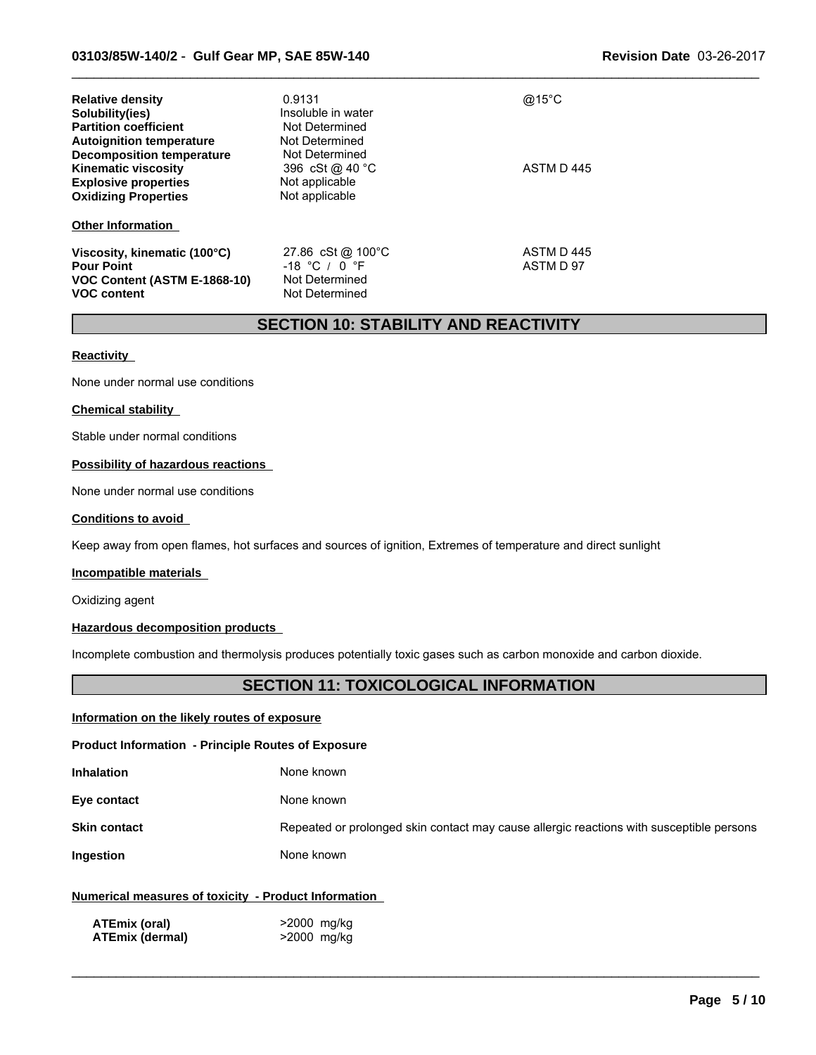| | | |
|---|---|---|
| **Relative density** | 0.9131 | @15°C |
| **Solubility(ies)** | Insoluble in water | |
| **Partition coefficient** | Not Determined | |
| **Autoignition temperature** | Not Determined | |
| **Decomposition temperature** | Not Determined | |
| **Kinematic viscosity** | 396 cSt @ 40 °C | ASTM D 445 |
| **Explosive properties** | Not applicable | |
| **Oxidizing Properties** | Not applicable | |

**Other Information**

| | | |
|---|---|---|
| **Viscosity, kinematic (100°C)** | 27.86 cSt @ 100°C | ASTM D 445 |
| **Pour Point** | -18 °C / 0 °F | ASTM D 97 |
| **VOC Content (ASTM E-1868-10)** | Not Determined | |
| **VOC content** | Not Determined | |

## SECTION 10: STABILITY AND REACTIVITY

**Reactivity**

None under normal use conditions

**Chemical stability**

Stable under normal conditions

**Possibility of hazardous reactions**

None under normal use conditions

**Conditions to avoid**

Keep away from open flames, hot surfaces and sources of ignition, Extremes of temperature and direct sunlight

**Incompatible materials**

Oxidizing agent

**Hazardous decomposition products**

Incomplete combustion and thermolysis produces potentially toxic gases such as carbon monoxide and carbon dioxide.

## SECTION 11: TOXICOLOGICAL INFORMATION

**Information on the likely routes of exposure**

**Product Information - Principle Routes of Exposure**

| | |
|---|---|
| **Inhalation** | None known |
| **Eye contact** | None known |
| **Skin contact** | Repeated or prolonged skin contact may cause allergic reactions with susceptible persons |
| **Ingestion** | None known |

**Numerical measures of toxicity - Product Information**

| | |
|---|---|
| **ATEmix (oral)** | >2000 mg/kg |
| **ATEmix (dermal)** | >2000 mg/kg |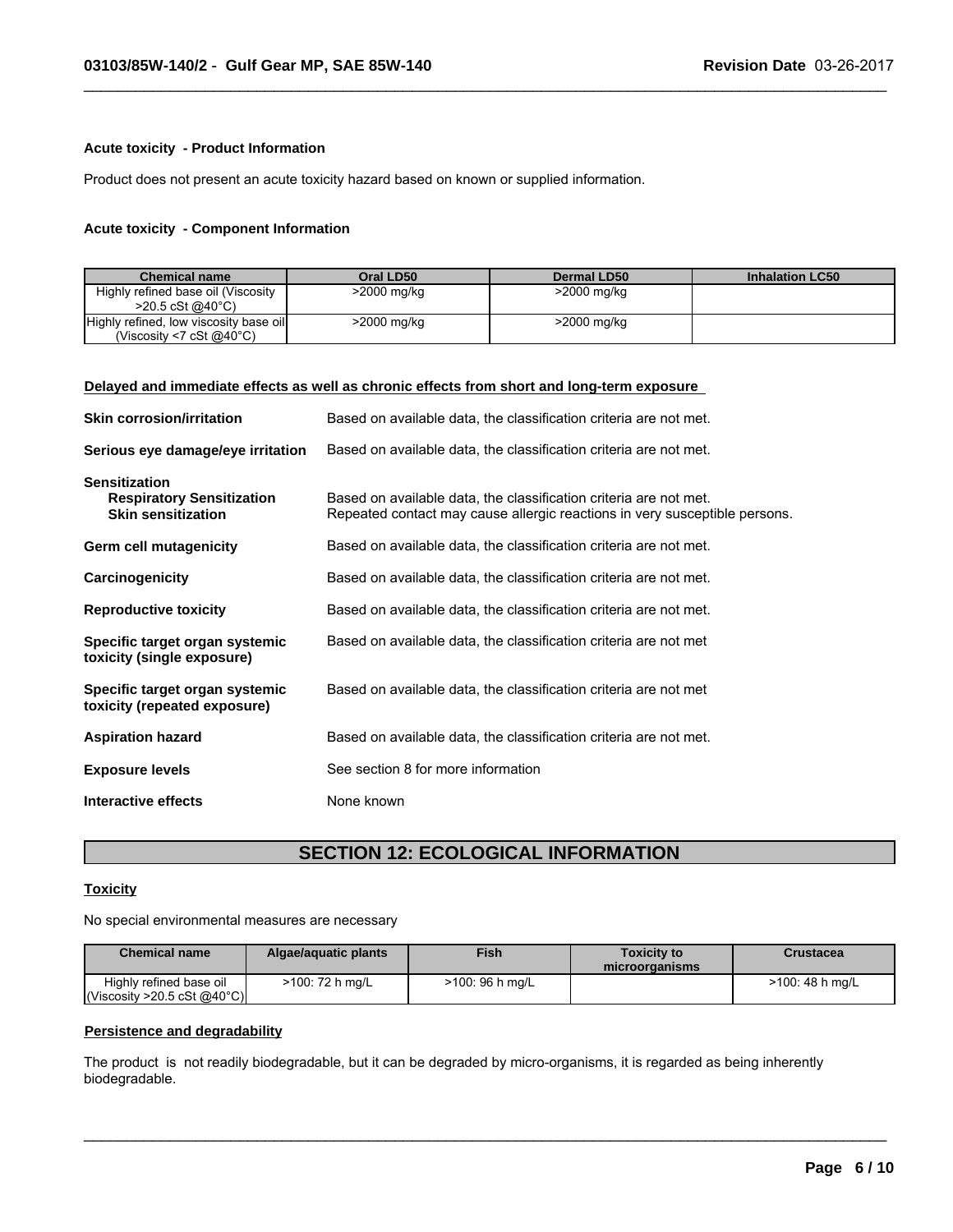**Acute toxicity - Product Information**

Product does not present an acute toxicity hazard based on known or supplied information.

**Acute toxicity - Component Information**

| Chemical name | Oral LD50 | Dermal LD50 | Inhalation LC50 |
|---|---|---|---|
| Highly refined base oil (Viscosity >20.5 cSt @40°C) | >2000 mg/kg | >2000 mg/kg | |
| Highly refined, low viscosity base oil (Viscosity <7 cSt @40°C) | >2000 mg/kg | >2000 mg/kg | |

**Delayed and immediate effects as well as chronic effects from short and long-term exposure**

**Skin corrosion/irritation** Based on available data, the classification criteria are not met.

**Serious eye damage/eye irritation** Based on available data, the classification criteria are not met.

**Sensitization**

**Respiratory Sensitization** Based on available data, the classification criteria are not met.

**Skin sensitization** Repeated contact may cause allergic reactions in very susceptible persons.

**Germ cell mutagenicity** Based on available data, the classification criteria are not met.

**Carcinogenicity** Based on available data, the classification criteria are not met.

**Reproductive toxicity** Based on available data, the classification criteria are not met.

**Specific target organ systemic toxicity (single exposure)** Based on available data, the classification criteria are not met

**Specific target organ systemic toxicity (repeated exposure)** Based on available data, the classification criteria are not met

**Aspiration hazard** Based on available data, the classification criteria are not met.

**Exposure levels** See section 8 for more information

**Interactive effects** None known

## SECTION 12: ECOLOGICAL INFORMATION

**Toxicity**

No special environmental measures are necessary

| Chemical name | Algae/aquatic plants | Fish | Toxicity to microorganisms | Crustacea |
|---|---|---|---|---|
| Highly refined base oil (Viscosity >20.5 cSt @40°C) | >100: 72 h mg/L | >100: 96 h mg/L | | >100: 48 h mg/L |

**Persistence and degradability**

The product is not readily biodegradable, but it can be degraded by micro-organisms, it is regarded as being inherently biodegradable.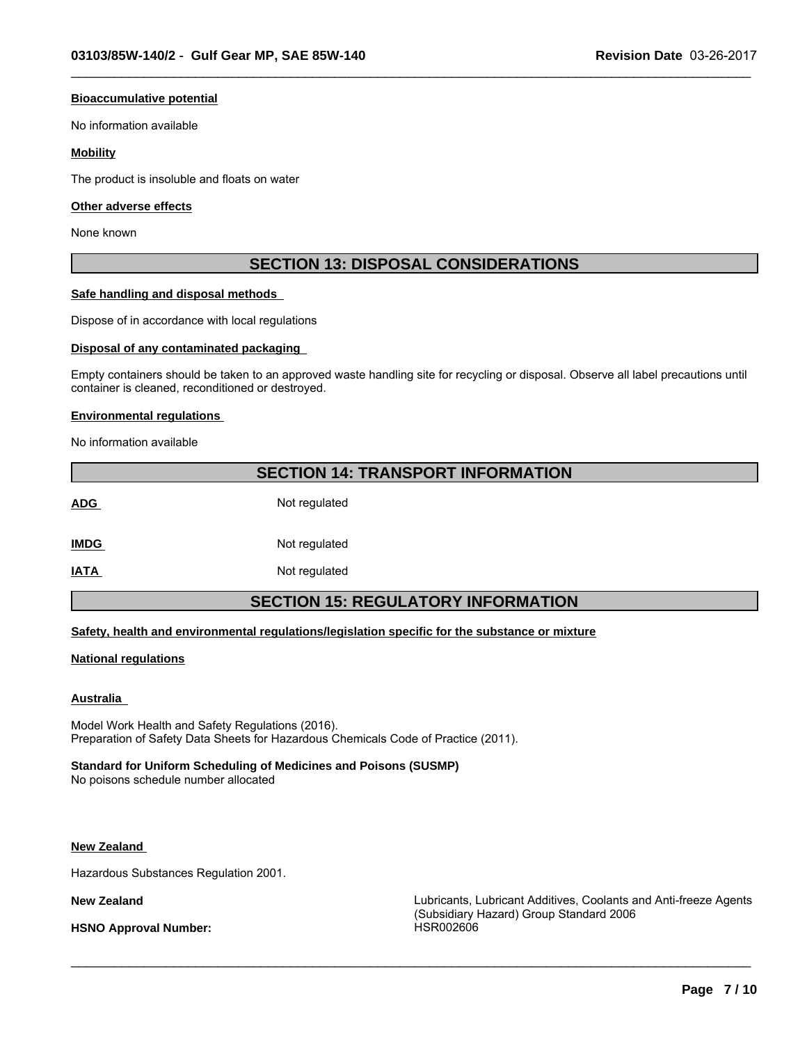#### Bioaccumulative potential

No information available

#### Mobility

The product is insoluble and floats on water

#### Other adverse effects

None known

## SECTION 13: DISPOSAL CONSIDERATIONS

#### Safe handling and disposal methods

Dispose of in accordance with local regulations

#### Disposal of any contaminated packaging

Empty containers should be taken to an approved waste handling site for recycling or disposal. Observe all label precautions until container is cleaned, reconditioned or destroyed.

#### Environmental regulations

No information available

## SECTION 14: TRANSPORT INFORMATION

| | |
|---|---|
| **ADG** | Not regulated |
| **IMDG** | Not regulated |
| **IATA** | Not regulated |

## SECTION 15: REGULATORY INFORMATION

#### Safety, health and environmental regulations/legislation specific for the substance or mixture

#### National regulations

#### Australia

Model Work Health and Safety Regulations (2016).
Preparation of Safety Data Sheets for Hazardous Chemicals Code of Practice (2011).

**Standard for Uniform Scheduling of Medicines and Poisons (SUSMP)**
No poisons schedule number allocated

#### New Zealand

Hazardous Substances Regulation 2001.

| | |
|---|---|
| **New Zealand** | Lubricants, Lubricant Additives, Coolants and Anti-freeze Agents (Subsidiary Hazard) Group Standard 2006 |
| **HSNO Approval Number:** | HSR002606 |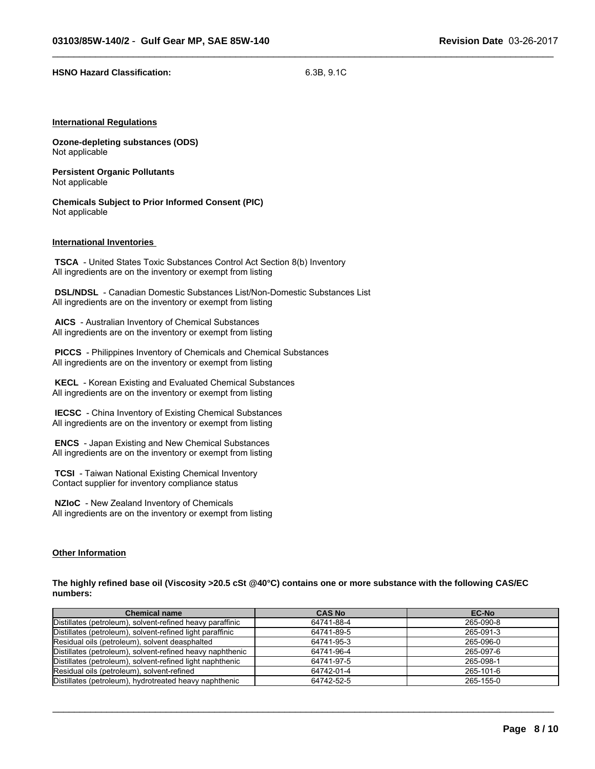**HSNO Hazard Classification:** 6.3B, 9.1C

## International Regulations

**Ozone-depleting substances (ODS)**
Not applicable

**Persistent Organic Pollutants**
Not applicable

**Chemicals Subject to Prior Informed Consent (PIC)**
Not applicable

## International Inventories

**TSCA** - United States Toxic Substances Control Act Section 8(b) Inventory
All ingredients are on the inventory or exempt from listing

**DSL/NDSL** - Canadian Domestic Substances List/Non-Domestic Substances List
All ingredients are on the inventory or exempt from listing

**AICS** - Australian Inventory of Chemical Substances
All ingredients are on the inventory or exempt from listing

**PICCS** - Philippines Inventory of Chemicals and Chemical Substances
All ingredients are on the inventory or exempt from listing

**KECL** - Korean Existing and Evaluated Chemical Substances
All ingredients are on the inventory or exempt from listing

**IECSC** - China Inventory of Existing Chemical Substances
All ingredients are on the inventory or exempt from listing

**ENCS** - Japan Existing and New Chemical Substances
All ingredients are on the inventory or exempt from listing

**TCSI** - Taiwan National Existing Chemical Inventory
Contact supplier for inventory compliance status

**NZIoC** - New Zealand Inventory of Chemicals
All ingredients are on the inventory or exempt from listing

## Other Information

**The highly refined base oil (Viscosity >20.5 cSt @40°C) contains one or more substance with the following CAS/EC numbers:**

| Chemical name | CAS No | EC-No |
|---|---|---|
| Distillates (petroleum), solvent-refined heavy paraffinic | 64741-88-4 | 265-090-8 |
| Distillates (petroleum), solvent-refined light paraffinic | 64741-89-5 | 265-091-3 |
| Residual oils (petroleum), solvent deasphalted | 64741-95-3 | 265-096-0 |
| Distillates (petroleum), solvent-refined heavy naphthenic | 64741-96-4 | 265-097-6 |
| Distillates (petroleum), solvent-refined light naphthenic | 64741-97-5 | 265-098-1 |
| Residual oils (petroleum), solvent-refined | 64742-01-4 | 265-101-6 |
| Distillates (petroleum), hydrotreated heavy naphthenic | 64742-52-5 | 265-155-0 |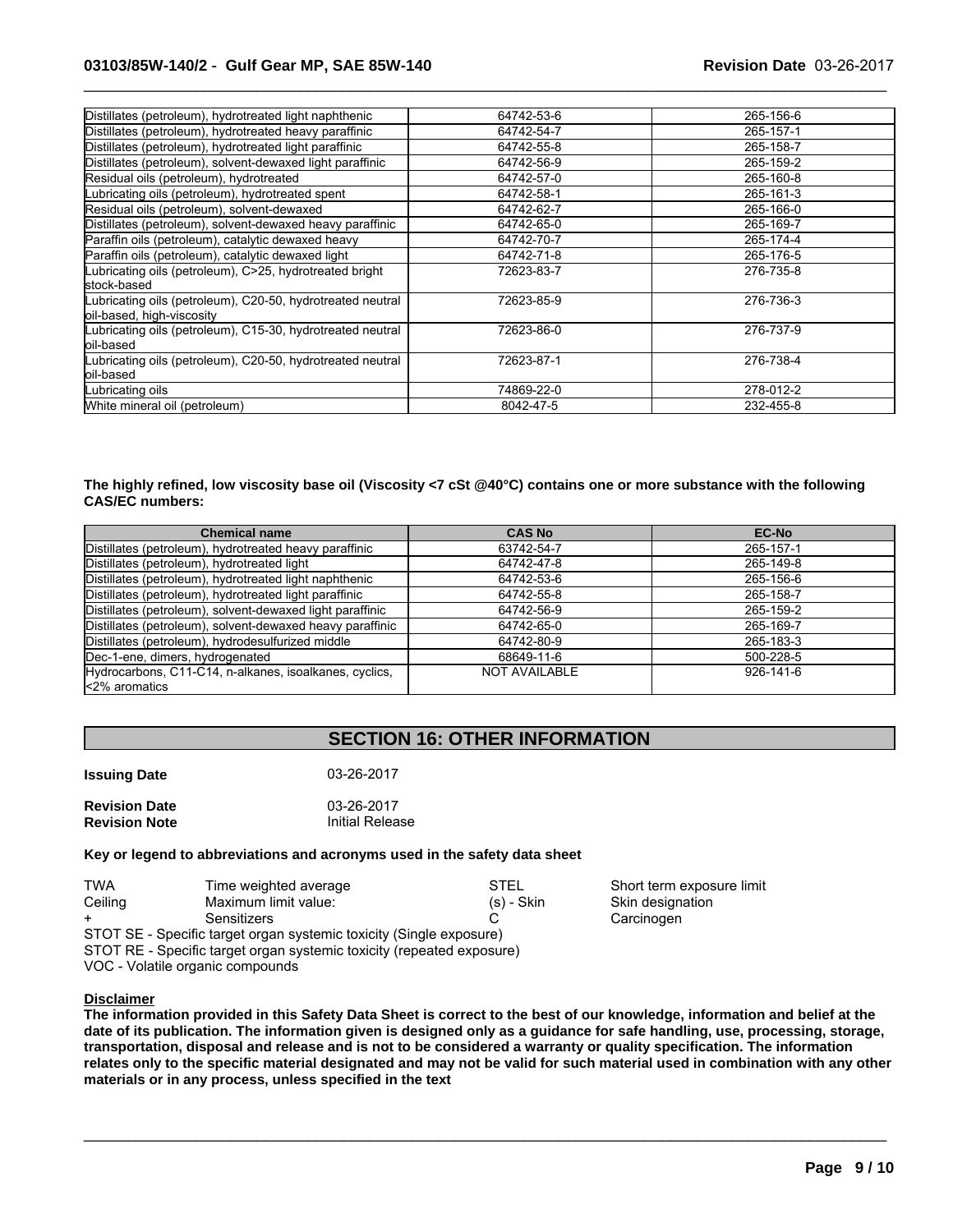| | | |
|---|---|---|
| Distillates (petroleum), hydrotreated light naphthenic | 64742-53-6 | 265-156-6 |
| Distillates (petroleum), hydrotreated heavy paraffinic | 64742-54-7 | 265-157-1 |
| Distillates (petroleum), hydrotreated light paraffinic | 64742-55-8 | 265-158-7 |
| Distillates (petroleum), solvent-dewaxed light paraffinic | 64742-56-9 | 265-159-2 |
| Residual oils (petroleum), hydrotreated | 64742-57-0 | 265-160-8 |
| Lubricating oils (petroleum), hydrotreated spent | 64742-58-1 | 265-161-3 |
| Residual oils (petroleum), solvent-dewaxed | 64742-62-7 | 265-166-0 |
| Distillates (petroleum), solvent-dewaxed heavy paraffinic | 64742-65-0 | 265-169-7 |
| Paraffin oils (petroleum), catalytic dewaxed heavy | 64742-70-7 | 265-174-4 |
| Paraffin oils (petroleum), catalytic dewaxed light | 64742-71-8 | 265-176-5 |
| Lubricating oils (petroleum), C>25, hydrotreated bright stock-based | 72623-83-7 | 276-735-8 |
| Lubricating oils (petroleum), C20-50, hydrotreated neutral oil-based, high-viscosity | 72623-85-9 | 276-736-3 |
| Lubricating oils (petroleum), C15-30, hydrotreated neutral oil-based | 72623-86-0 | 276-737-9 |
| Lubricating oils (petroleum), C20-50, hydrotreated neutral oil-based | 72623-87-1 | 276-738-4 |
| Lubricating oils | 74869-22-0 | 278-012-2 |
| White mineral oil (petroleum) | 8042-47-5 | 232-455-8 |

**The highly refined, low viscosity base oil (Viscosity <7 cSt @40°C) contains one or more substance with the following CAS/EC numbers:**

| Chemical name | CAS No | EC-No |
|---|---|---|
| Distillates (petroleum), hydrotreated heavy paraffinic | 63742-54-7 | 265-157-1 |
| Distillates (petroleum), hydrotreated light | 64742-47-8 | 265-149-8 |
| Distillates (petroleum), hydrotreated light naphthenic | 64742-53-6 | 265-156-6 |
| Distillates (petroleum), hydrotreated light paraffinic | 64742-55-8 | 265-158-7 |
| Distillates (petroleum), solvent-dewaxed light paraffinic | 64742-56-9 | 265-159-2 |
| Distillates (petroleum), solvent-dewaxed heavy paraffinic | 64742-65-0 | 265-169-7 |
| Distillates (petroleum), hydrodesulfurized middle | 64742-80-9 | 265-183-3 |
| Dec-1-ene, dimers, hydrogenated | 68649-11-6 | 500-228-5 |
| Hydrocarbons, C11-C14, n-alkanes, isoalkanes, cyclics, <2% aromatics | NOT AVAILABLE | 926-141-6 |

## SECTION 16: OTHER INFORMATION

**Issuing Date** 03-26-2017

**Revision Date** 03-26-2017
**Revision Note** Initial Release

**Key or legend to abbreviations and acronyms used in the safety data sheet**

| | | | |
|---|---|---|---|
| TWA | Time weighted average | STEL | Short term exposure limit |
| Ceiling | Maximum limit value: | (s) - Skin | Skin designation |
| + | Sensitizers | C | Carcinogen |

STOT SE - Specific target organ systemic toxicity (Single exposure)
STOT RE - Specific target organ systemic toxicity (repeated exposure)
VOC - Volatile organic compounds

**Disclaimer**

**The information provided in this Safety Data Sheet is correct to the best of our knowledge, information and belief at the date of its publication. The information given is designed only as a guidance for safe handling, use, processing, storage, transportation, disposal and release and is not to be considered a warranty or quality specification. The information relates only to the specific material designated and may not be valid for such material used in combination with any other materials or in any process, unless specified in the text**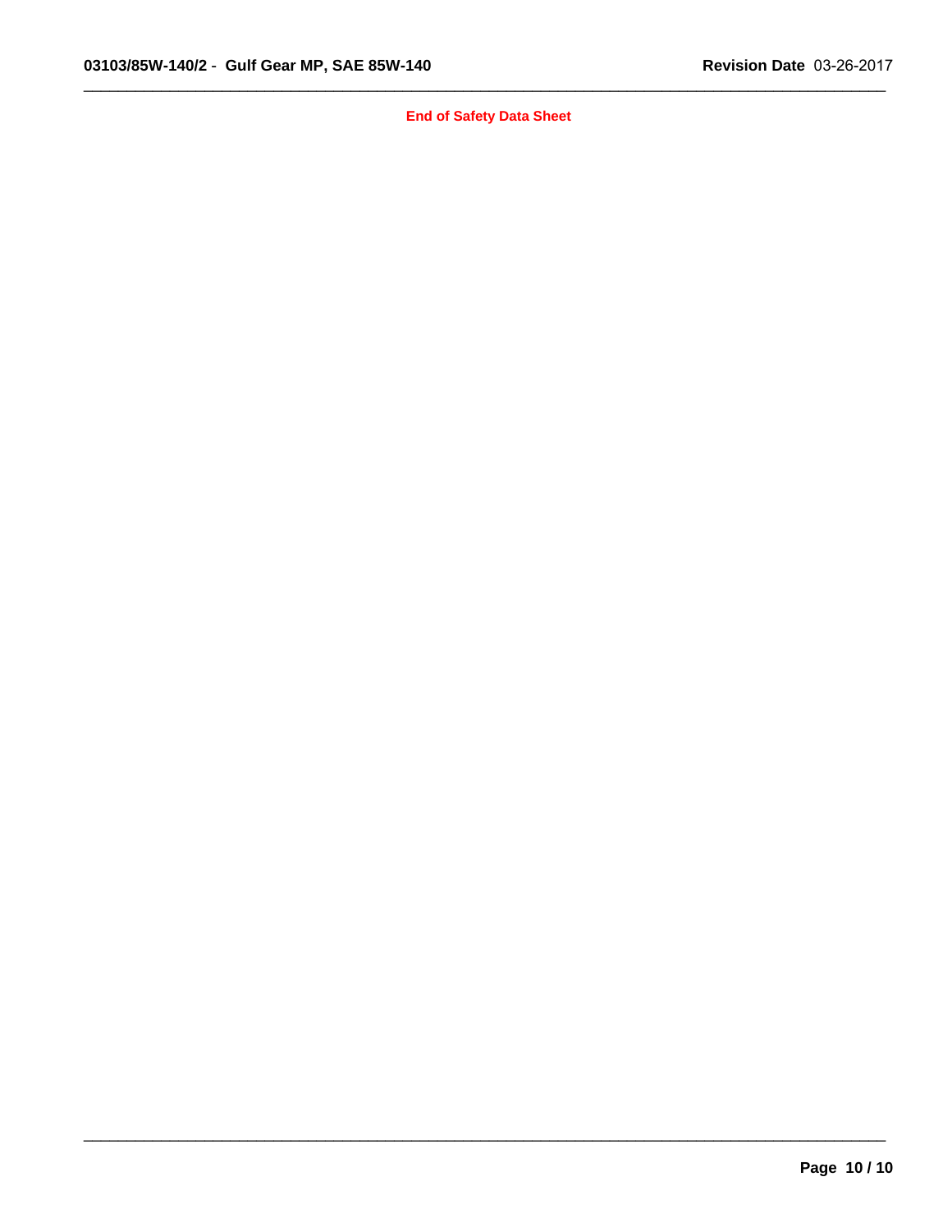**End of Safety Data Sheet**